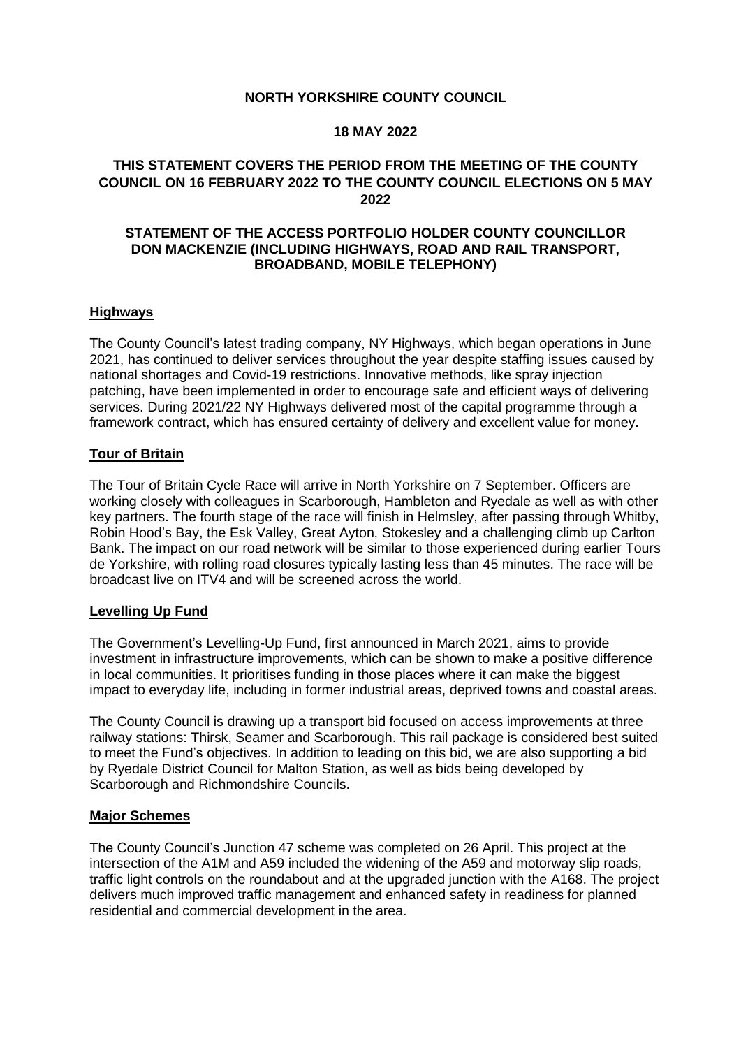**NORTH YORKSHIRE COUNTY COUNCIL**

**18 MAY 2022**

**THIS STATEMENT COVERS THE PERIOD FROM THE MEETING OF THE COUNTY COUNCIL ON 16 FEBRUARY 2022 TO THE COUNTY COUNCIL ELECTIONS ON 5 MAY 2022**

**STATEMENT OF THE ACCESS PORTFOLIO HOLDER COUNTY COUNCILLOR DON MACKENZIE (INCLUDING HIGHWAYS, ROAD AND RAIL TRANSPORT, BROADBAND, MOBILE TELEPHONY)**

## Highways

The County Council's latest trading company, NY Highways, which began operations in June 2021, has continued to deliver services throughout the year despite staffing issues caused by national shortages and Covid-19 restrictions. Innovative methods, like spray injection patching, have been implemented in order to encourage safe and efficient ways of delivering services. During 2021/22 NY Highways delivered most of the capital programme through a framework contract, which has ensured certainty of delivery and excellent value for money.

## Tour of Britain

The Tour of Britain Cycle Race will arrive in North Yorkshire on 7 September. Officers are working closely with colleagues in Scarborough, Hambleton and Ryedale as well as with other key partners. The fourth stage of the race will finish in Helmsley, after passing through Whitby, Robin Hood's Bay, the Esk Valley, Great Ayton, Stokesley and a challenging climb up Carlton Bank. The impact on our road network will be similar to those experienced during earlier Tours de Yorkshire, with rolling road closures typically lasting less than 45 minutes. The race will be broadcast live on ITV4 and will be screened across the world.

## Levelling Up Fund

The Government's Levelling-Up Fund, first announced in March 2021, aims to provide investment in infrastructure improvements, which can be shown to make a positive difference in local communities. It prioritises funding in those places where it can make the biggest impact to everyday life, including in former industrial areas, deprived towns and coastal areas.

The County Council is drawing up a transport bid focused on access improvements at three railway stations: Thirsk, Seamer and Scarborough. This rail package is considered best suited to meet the Fund's objectives. In addition to leading on this bid, we are also supporting a bid by Ryedale District Council for Malton Station, as well as bids being developed by Scarborough and Richmondshire Councils.

## Major Schemes

The County Council's Junction 47 scheme was completed on 26 April. This project at the intersection of the A1M and A59 included the widening of the A59 and motorway slip roads, traffic light controls on the roundabout and at the upgraded junction with the A168. The project delivers much improved traffic management and enhanced safety in readiness for planned residential and commercial development in the area.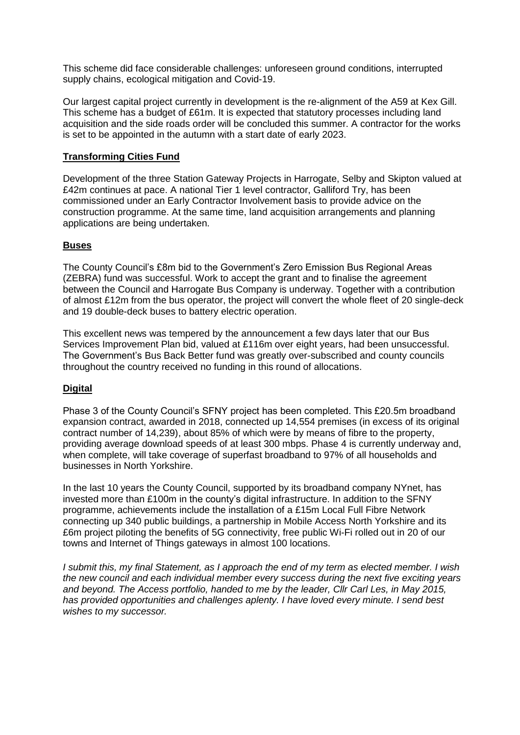This scheme did face considerable challenges: unforeseen ground conditions, interrupted supply chains, ecological mitigation and Covid-19.

Our largest capital project currently in development is the re-alignment of the A59 at Kex Gill. This scheme has a budget of £61m. It is expected that statutory processes including land acquisition and the side roads order will be concluded this summer. A contractor for the works is set to be appointed in the autumn with a start date of early 2023.

**Transforming Cities Fund**

Development of the three Station Gateway Projects in Harrogate, Selby and Skipton valued at £42m continues at pace. A national Tier 1 level contractor, Galliford Try, has been commissioned under an Early Contractor Involvement basis to provide advice on the construction programme. At the same time, land acquisition arrangements and planning applications are being undertaken.

**Buses**

The County Council's £8m bid to the Government's Zero Emission Bus Regional Areas (ZEBRA) fund was successful. Work to accept the grant and to finalise the agreement between the Council and Harrogate Bus Company is underway. Together with a contribution of almost £12m from the bus operator, the project will convert the whole fleet of 20 single-deck and 19 double-deck buses to battery electric operation.

This excellent news was tempered by the announcement a few days later that our Bus Services Improvement Plan bid, valued at £116m over eight years, had been unsuccessful. The Government's Bus Back Better fund was greatly over-subscribed and county councils throughout the country received no funding in this round of allocations.

**Digital**

Phase 3 of the County Council's SFNY project has been completed. This £20.5m broadband expansion contract, awarded in 2018, connected up 14,554 premises (in excess of its original contract number of 14,239), about 85% of which were by means of fibre to the property, providing average download speeds of at least 300 mbps. Phase 4 is currently underway and, when complete, will take coverage of superfast broadband to 97% of all households and businesses in North Yorkshire.

In the last 10 years the County Council, supported by its broadband company NYnet, has invested more than £100m in the county's digital infrastructure. In addition to the SFNY programme, achievements include the installation of a £15m Local Full Fibre Network connecting up 340 public buildings, a partnership in Mobile Access North Yorkshire and its £6m project piloting the benefits of 5G connectivity, free public Wi-Fi rolled out in 20 of our towns and Internet of Things gateways in almost 100 locations.

*I submit this, my final Statement, as I approach the end of my term as elected member. I wish the new council and each individual member every success during the next five exciting years and beyond. The Access portfolio, handed to me by the leader, Cllr Carl Les, in May 2015, has provided opportunities and challenges aplenty. I have loved every minute. I send best wishes to my successor.*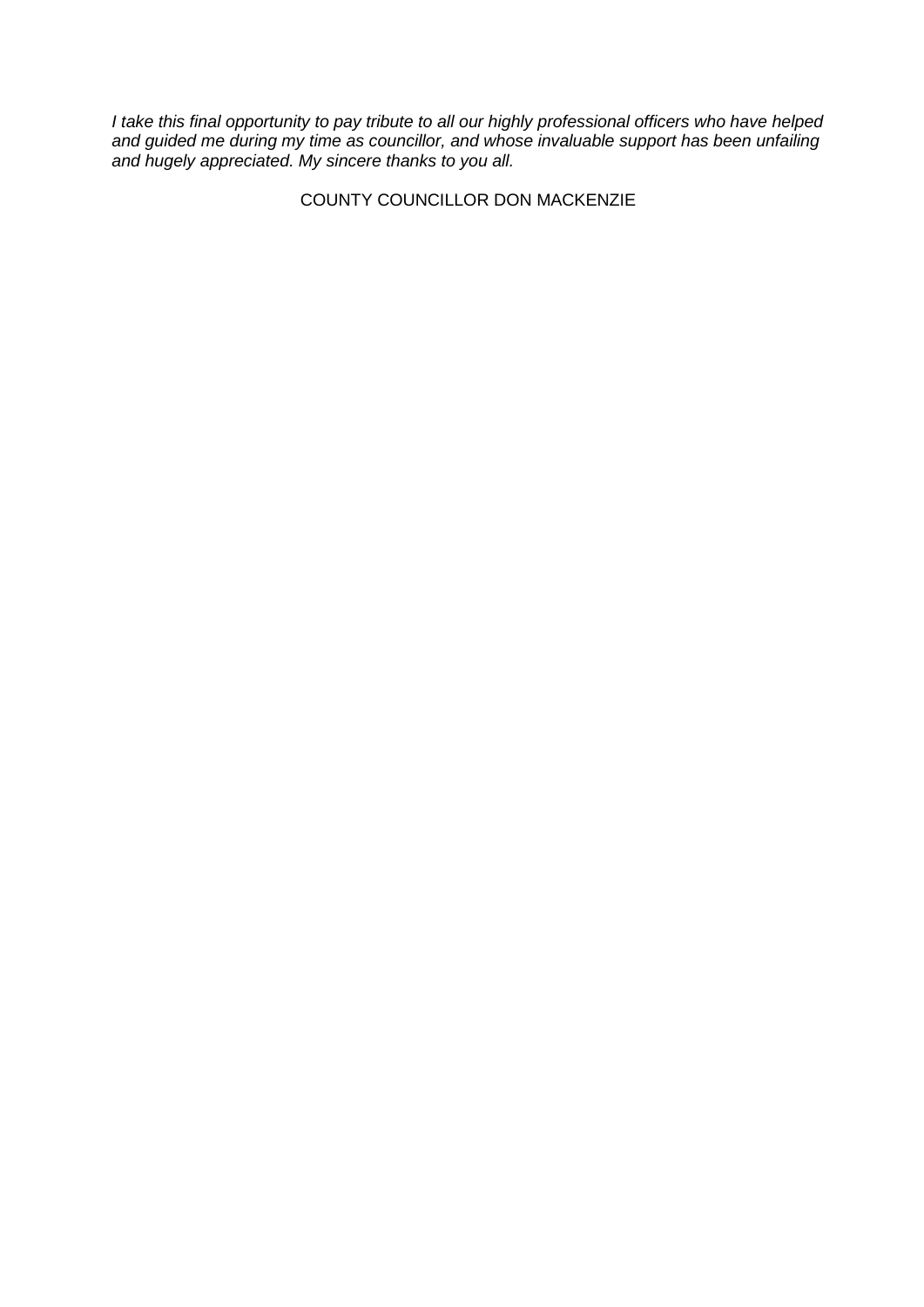*I take this final opportunity to pay tribute to all our highly professional officers who have helped and guided me during my time as councillor, and whose invaluable support has been unfailing and hugely appreciated. My sincere thanks to you all.*

COUNTY COUNCILLOR DON MACKENZIE